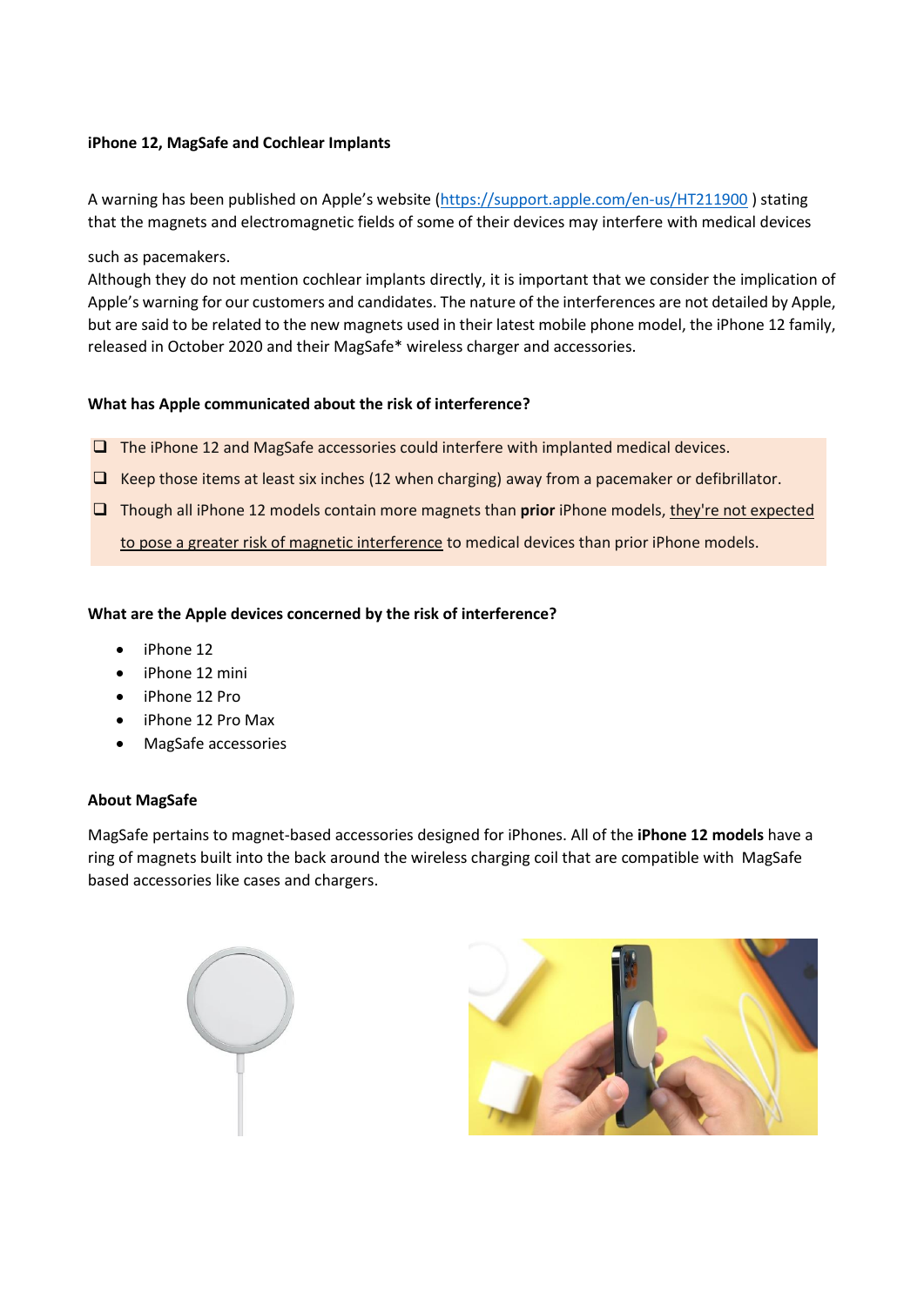**iPhone 12, MagSafe and Cochlear Implants**

A warning has been published on Apple's website (https://support.apple.com/en-us/HT211900 ) stating that the magnets and electromagnetic fields of some of their devices may interfere with medical devices

such as pacemakers.
Although they do not mention cochlear implants directly, it is important that we consider the implication of Apple's warning for our customers and candidates. The nature of the interferences are not detailed by Apple, but are said to be related to the new magnets used in their latest mobile phone model, the iPhone 12 family, released in October 2020 and their MagSafe* wireless charger and accessories.

**What has Apple communicated about the risk of interference?**

- The iPhone 12 and MagSafe accessories could interfere with implanted medical devices.
- Keep those items at least six inches (12 when charging) away from a pacemaker or defibrillator.
- Though all iPhone 12 models contain more magnets than **prior** iPhone models, they're not expected to pose a greater risk of magnetic interference to medical devices than prior iPhone models.

**What are the Apple devices concerned by the risk of interference?**

- iPhone 12
- iPhone 12 mini
- iPhone 12 Pro
- iPhone 12 Pro Max
- MagSafe accessories

**About MagSafe**

MagSafe pertains to magnet-based accessories designed for iPhones. All of the **iPhone 12 models** have a ring of magnets built into the back around the wireless charging coil that are compatible with MagSafe based accessories like cases and chargers.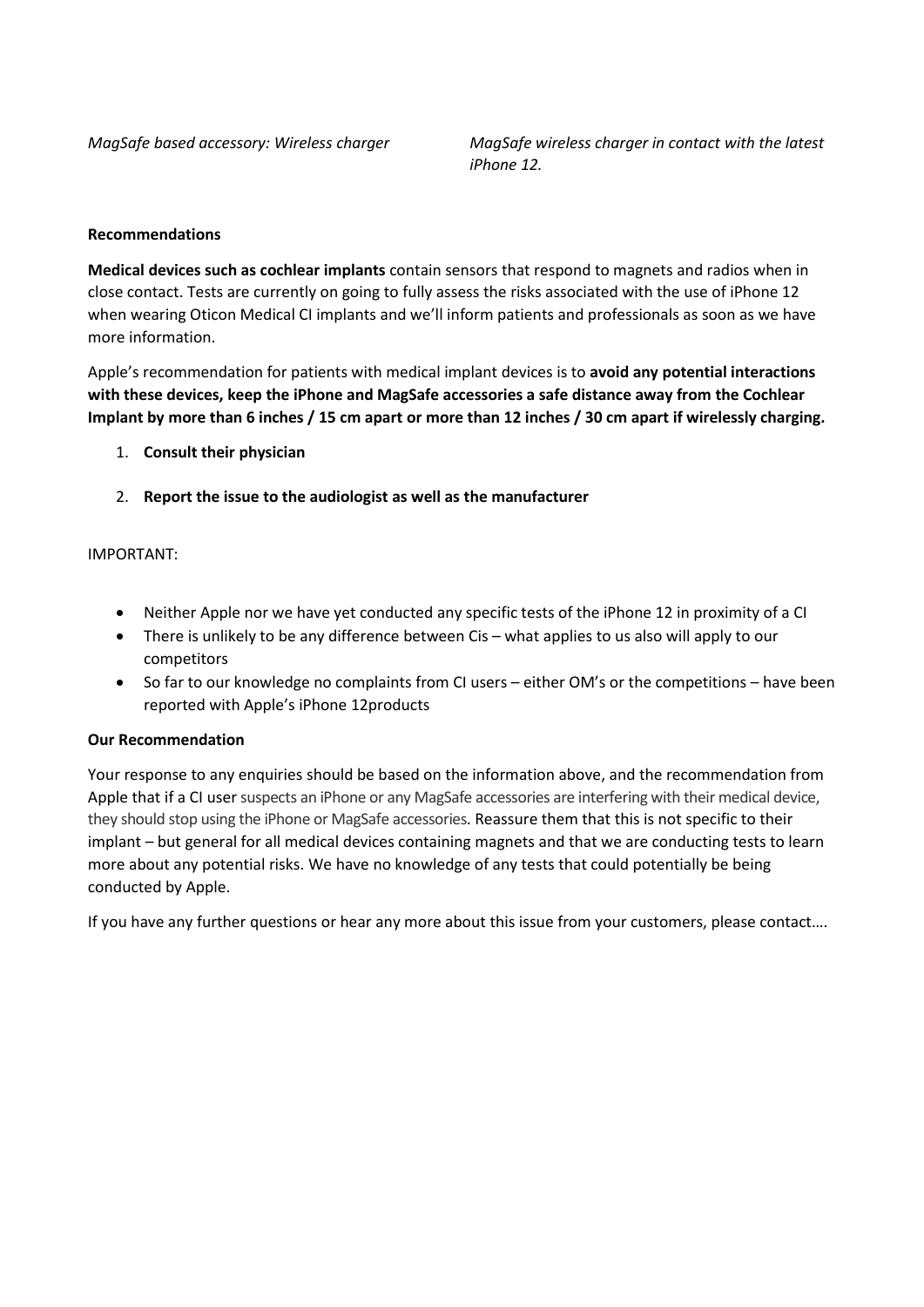*MagSafe based accessory: Wireless charger*

*MagSafe wireless charger in contact with the latest iPhone 12.*

**Recommendations**

**Medical devices such as cochlear implants** contain sensors that respond to magnets and radios when in close contact. Tests are currently on going to fully assess the risks associated with the use of iPhone 12 when wearing Oticon Medical CI implants and we'll inform patients and professionals as soon as we have more information.

Apple's recommendation for patients with medical implant devices is to **avoid any potential interactions with these devices, keep the iPhone and MagSafe accessories a safe distance away from the Cochlear Implant by more than 6 inches / 15 cm apart or more than 12 inches / 30 cm apart if wirelessly charging.**

1. **Consult their physician**
2. **Report the issue to the audiologist as well as the manufacturer**

IMPORTANT:

- Neither Apple nor we have yet conducted any specific tests of the iPhone 12 in proximity of a CI
- There is unlikely to be any difference between Cis – what applies to us also will apply to our competitors
- So far to our knowledge no complaints from CI users – either OM's or the competitions – have been reported with Apple's iPhone 12products

**Our Recommendation**

Your response to any enquiries should be based on the information above, and the recommendation from Apple that if a CI user suspects an iPhone or any MagSafe accessories are interfering with their medical device, they should stop using the iPhone or MagSafe accessories. Reassure them that this is not specific to their implant – but general for all medical devices containing magnets and that we are conducting tests to learn more about any potential risks. We have no knowledge of any tests that could potentially be being conducted by Apple.

If you have any further questions or hear any more about this issue from your customers, please contact….